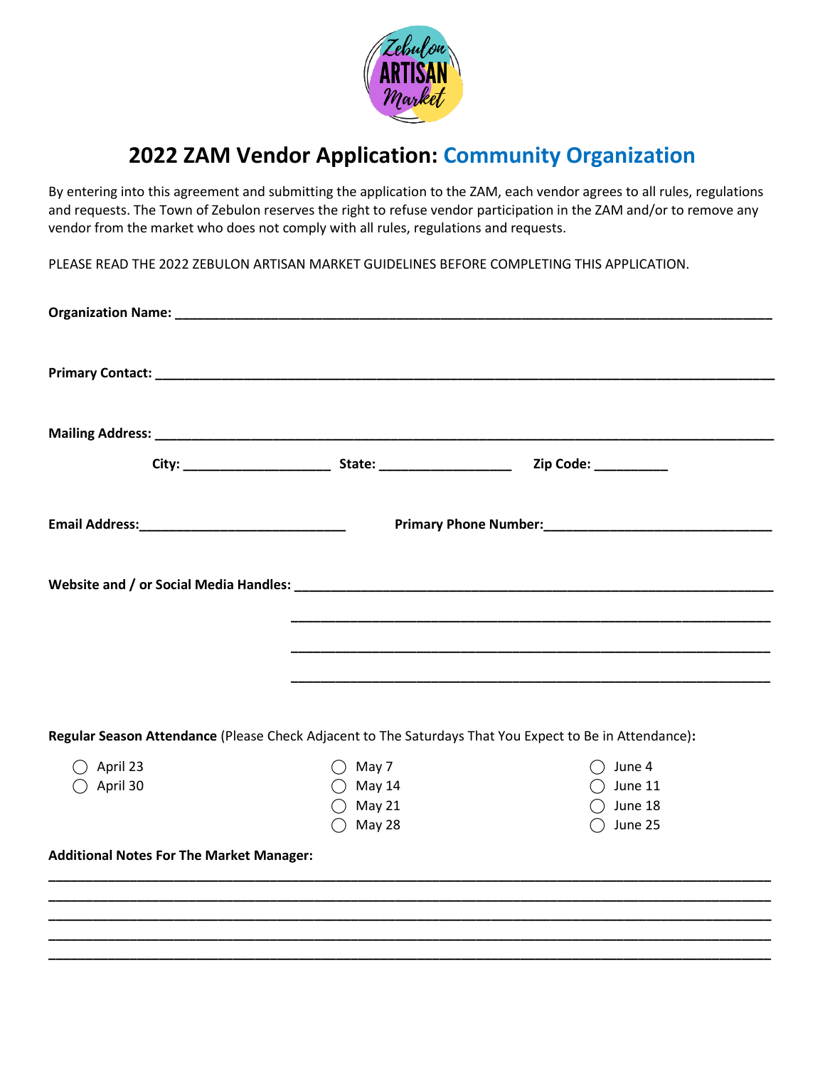Zebulon ARTISAN Market

# 2022 ZAM Vendor Application: Community Organization

By entering into this agreement and submitting the application to the ZAM, each vendor agrees to all rules, regulations and requests. The Town of Zebulon reserves the right to refuse vendor participation in the ZAM and/or to remove any vendor from the market who does not comply with all rules, regulations and requests.

PLEASE READ THE 2022 ZEBULON ARTISAN MARKET GUIDELINES BEFORE COMPLETING THIS APPLICATION.

**Organization Name:** ______________________________________________

**Primary Contact:** ______________________________________________

**Mailing Address:** ______________________________________________

**City:** ____________________ **State:** __________________ **Zip Code:** __________

**Email Address:** ____________________________ **Primary Phone Number:** ______________________________

**Website and / or Social Media Handles:** ______________________________________________

______________________________________________

______________________________________________

______________________________________________

**Regular Season Attendance** (Please Check Adjacent to The Saturdays That You Expect to Be in Attendance)**:**

- ◯ April 23
- ◯ April 30
- ◯ May 7
- ◯ May 14
- ◯ May 21
- ◯ May 28
- ◯ June 4
- ◯ June 11
- ◯ June 18
- ◯ June 25

**Additional Notes For The Market Manager:**

______________________________________________

______________________________________________

______________________________________________

______________________________________________

______________________________________________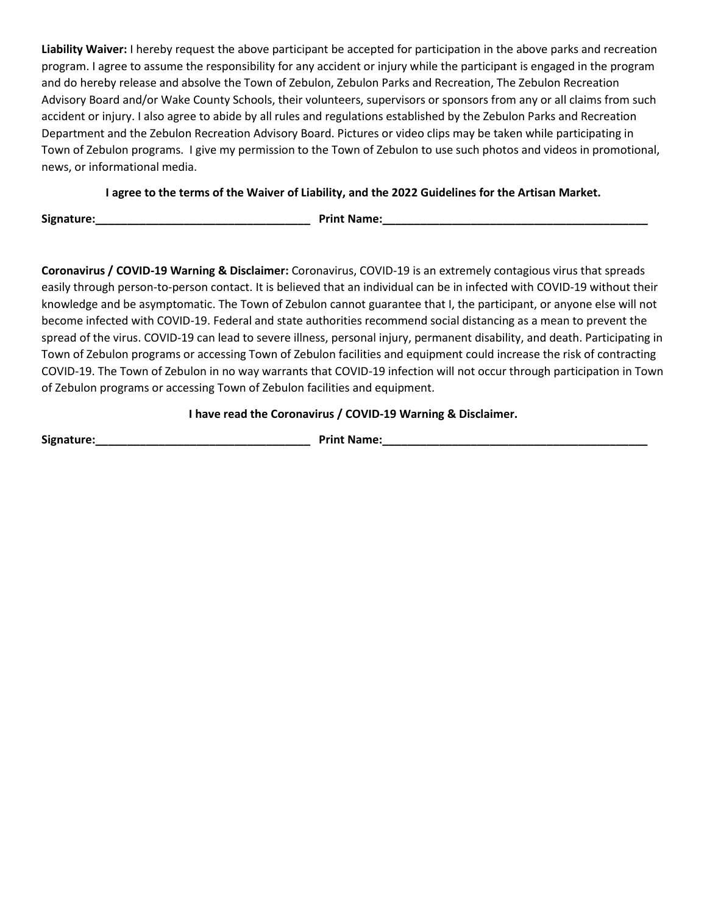**Liability Waiver:** I hereby request the above participant be accepted for participation in the above parks and recreation program. I agree to assume the responsibility for any accident or injury while the participant is engaged in the program and do hereby release and absolve the Town of Zebulon, Zebulon Parks and Recreation, The Zebulon Recreation Advisory Board and/or Wake County Schools, their volunteers, supervisors or sponsors from any or all claims from such accident or injury. I also agree to abide by all rules and regulations established by the Zebulon Parks and Recreation Department and the Zebulon Recreation Advisory Board. Pictures or video clips may be taken while participating in Town of Zebulon programs. I give my permission to the Town of Zebulon to use such photos and videos in promotional, news, or informational media.

**I agree to the terms of the Waiver of Liability, and the 2022 Guidelines for the Artisan Market.**

**Signature:**__________________________________ **Print Name:**___________________________________________

**Coronavirus / COVID-19 Warning & Disclaimer:** Coronavirus, COVID-19 is an extremely contagious virus that spreads easily through person-to-person contact. It is believed that an individual can be in infected with COVID-19 without their knowledge and be asymptomatic. The Town of Zebulon cannot guarantee that I, the participant, or anyone else will not become infected with COVID-19. Federal and state authorities recommend social distancing as a mean to prevent the spread of the virus. COVID-19 can lead to severe illness, personal injury, permanent disability, and death. Participating in Town of Zebulon programs or accessing Town of Zebulon facilities and equipment could increase the risk of contracting COVID-19. The Town of Zebulon in no way warrants that COVID-19 infection will not occur through participation in Town of Zebulon programs or accessing Town of Zebulon facilities and equipment.

**I have read the Coronavirus / COVID-19 Warning & Disclaimer.**

**Signature:**__________________________________ **Print Name:**___________________________________________